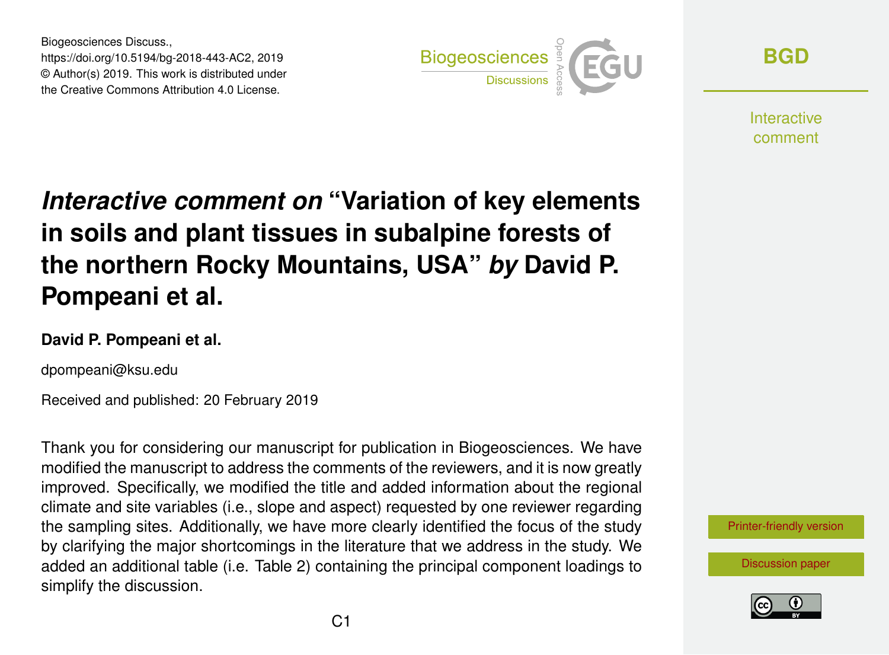# *Interactive comment on* “Variation of key elements in soils and plant tissues in subalpine forests of the northern Rocky Mountains, USA” *by* David P. Pompeani et al.

**David P. Pompeani et al.**

dpompeani@ksu.edu

Received and published: 20 February 2019

Thank you for considering our manuscript for publication in Biogeosciences. We have modified the manuscript to address the comments of the reviewers, and it is now greatly improved. Specifically, we modified the title and added information about the regional climate and site variables (i.e., slope and aspect) requested by one reviewer regarding the sampling sites. Additionally, we have more clearly identified the focus of the study by clarifying the major shortcomings in the literature that we address in the study. We added an additional table (i.e. Table 2) containing the principal component loadings to simplify the discussion.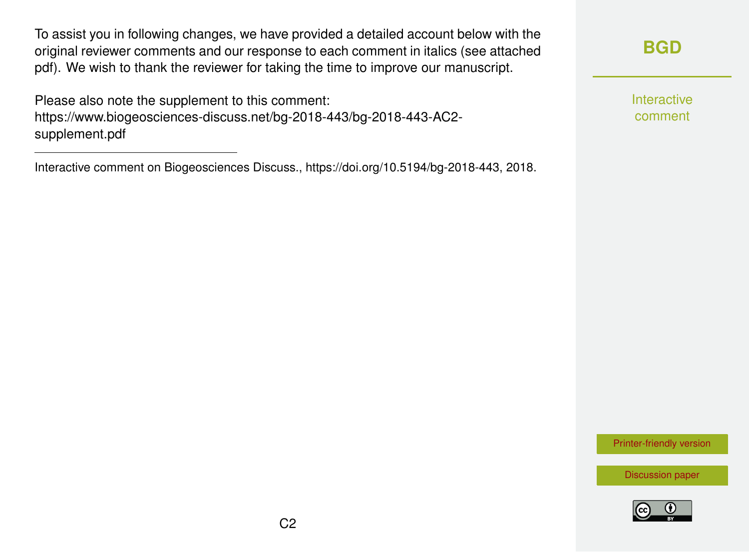To assist you in following changes, we have provided a detailed account below with the original reviewer comments and our response to each comment in italics (see attached pdf). We wish to thank the reviewer for taking the time to improve our manuscript.

Please also note the supplement to this comment:
https://www.biogeosciences-discuss.net/bg-2018-443/bg-2018-443-AC2-supplement.pdf

---

Interactive comment on Biogeosciences Discuss., https://doi.org/10.5194/bg-2018-443, 2018.